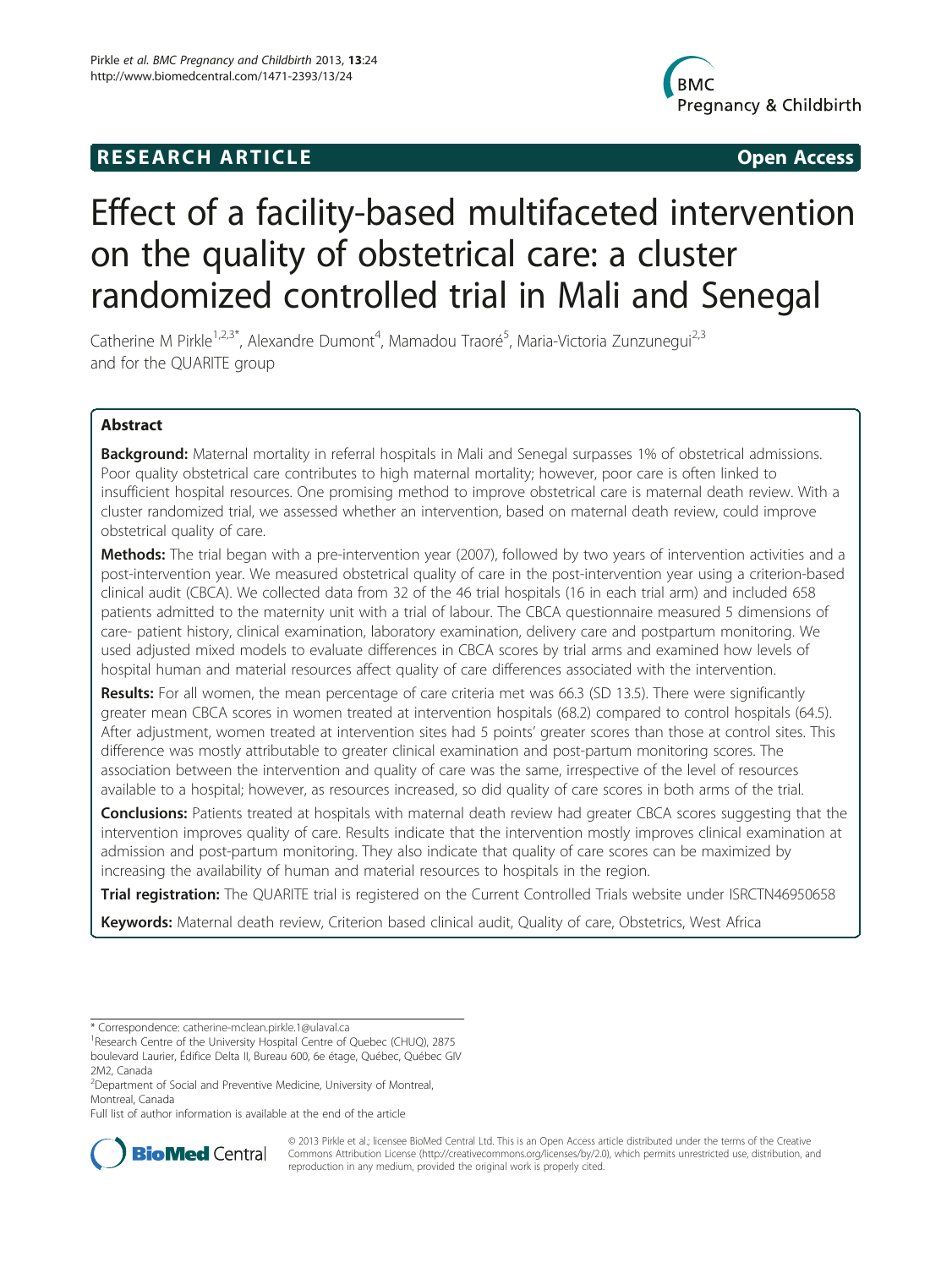**RESEARCH ARTICLE** **Open Access**

# Effect of a facility-based multifaceted intervention on the quality of obstetrical care: a cluster randomized controlled trial in Mali and Senegal

Catherine M Pirkle[1,2,3*], Alexandre Dumont[4], Mamadou Traoré[5], Maria-Victoria Zunzunegui[2,3] and for the QUARITE group

## Abstract

**Background:** Maternal mortality in referral hospitals in Mali and Senegal surpasses 1% of obstetrical admissions. Poor quality obstetrical care contributes to high maternal mortality; however, poor care is often linked to insufficient hospital resources. One promising method to improve obstetrical care is maternal death review. With a cluster randomized trial, we assessed whether an intervention, based on maternal death review, could improve obstetrical quality of care.

**Methods:** The trial began with a pre-intervention year (2007), followed by two years of intervention activities and a post-intervention year. We measured obstetrical quality of care in the post-intervention year using a criterion-based clinical audit (CBCA). We collected data from 32 of the 46 trial hospitals (16 in each trial arm) and included 658 patients admitted to the maternity unit with a trial of labour. The CBCA questionnaire measured 5 dimensions of care- patient history, clinical examination, laboratory examination, delivery care and postpartum monitoring. We used adjusted mixed models to evaluate differences in CBCA scores by trial arms and examined how levels of hospital human and material resources affect quality of care differences associated with the intervention.

**Results:** For all women, the mean percentage of care criteria met was 66.3 (SD 13.5). There were significantly greater mean CBCA scores in women treated at intervention hospitals (68.2) compared to control hospitals (64.5). After adjustment, women treated at intervention sites had 5 points' greater scores than those at control sites. This difference was mostly attributable to greater clinical examination and post-partum monitoring scores. The association between the intervention and quality of care was the same, irrespective of the level of resources available to a hospital; however, as resources increased, so did quality of care scores in both arms of the trial.

**Conclusions:** Patients treated at hospitals with maternal death review had greater CBCA scores suggesting that the intervention improves quality of care. Results indicate that the intervention mostly improves clinical examination at admission and post-partum monitoring. They also indicate that quality of care scores can be maximized by increasing the availability of human and material resources to hospitals in the region.

**Trial registration:** The QUARITE trial is registered on the Current Controlled Trials website under ISRCTN46950658

**Keywords:** Maternal death review, Criterion based clinical audit, Quality of care, Obstetrics, West Africa

\* Correspondence: catherine-mclean.pirkle.1@ulaval.ca

[1]Research Centre of the University Hospital Centre of Quebec (CHUQ), 2875 boulevard Laurier, Édifice Delta II, Bureau 600, 6e étage, Québec, Québec GlV 2M2, Canada

[2]Department of Social and Preventive Medicine, University of Montreal, Montreal, Canada

Full list of author information is available at the end of the article

© 2013 Pirkle et al.; licensee BioMed Central Ltd. This is an Open Access article distributed under the terms of the Creative Commons Attribution License (http://creativecommons.org/licenses/by/2.0), which permits unrestricted use, distribution, and reproduction in any medium, provided the original work is properly cited.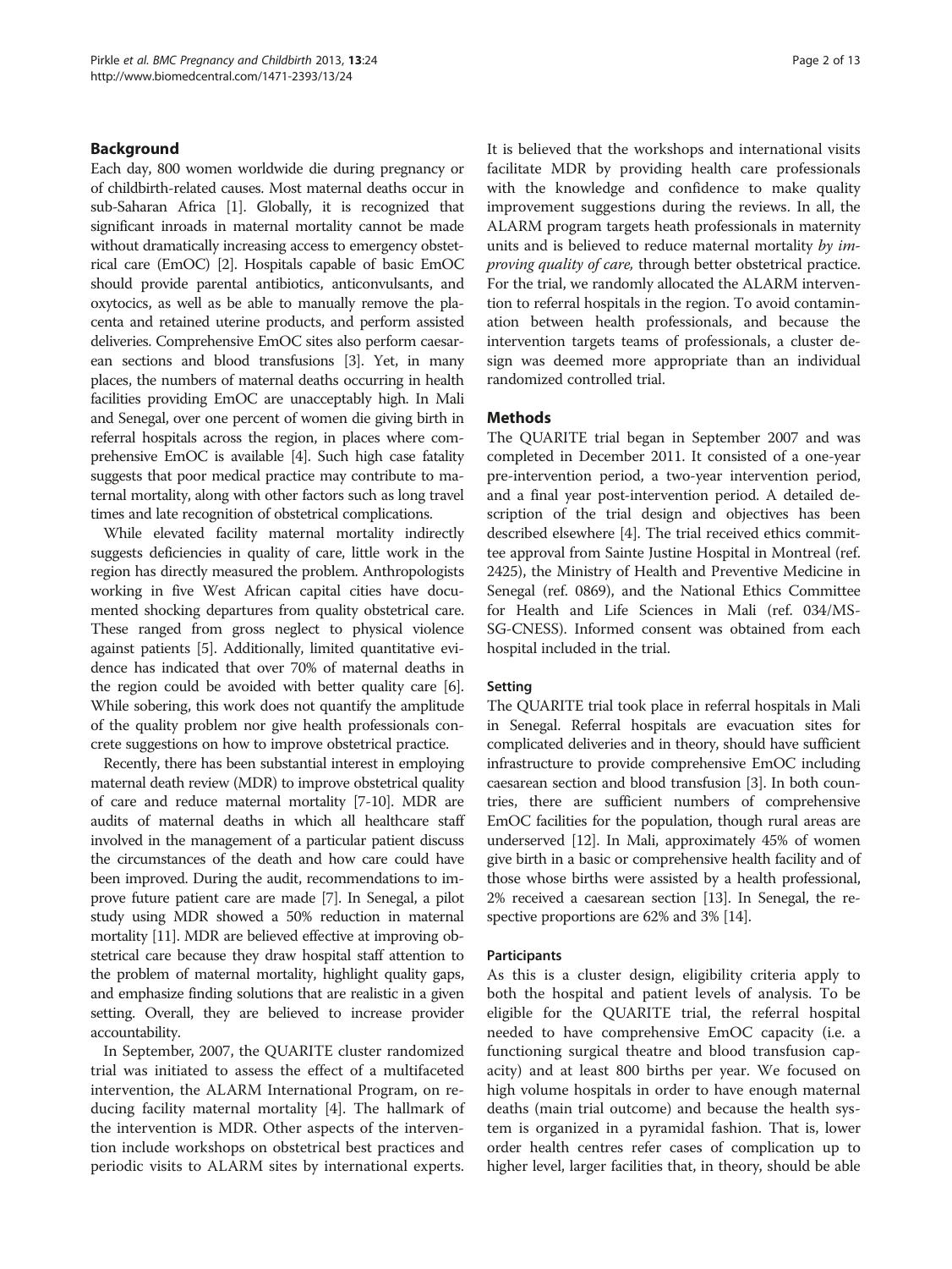## Background

Each day, 800 women worldwide die during pregnancy or of childbirth-related causes. Most maternal deaths occur in sub-Saharan Africa [1]. Globally, it is recognized that significant inroads in maternal mortality cannot be made without dramatically increasing access to emergency obstetrical care (EmOC) [2]. Hospitals capable of basic EmOC should provide parental antibiotics, anticonvulsants, and oxytocics, as well as be able to manually remove the placenta and retained uterine products, and perform assisted deliveries. Comprehensive EmOC sites also perform caesarean sections and blood transfusions [3]. Yet, in many places, the numbers of maternal deaths occurring in health facilities providing EmOC are unacceptably high. In Mali and Senegal, over one percent of women die giving birth in referral hospitals across the region, in places where comprehensive EmOC is available [4]. Such high case fatality suggests that poor medical practice may contribute to maternal mortality, along with other factors such as long travel times and late recognition of obstetrical complications.

While elevated facility maternal mortality indirectly suggests deficiencies in quality of care, little work in the region has directly measured the problem. Anthropologists working in five West African capital cities have documented shocking departures from quality obstetrical care. These ranged from gross neglect to physical violence against patients [5]. Additionally, limited quantitative evidence has indicated that over 70% of maternal deaths in the region could be avoided with better quality care [6]. While sobering, this work does not quantify the amplitude of the quality problem nor give health professionals concrete suggestions on how to improve obstetrical practice.

Recently, there has been substantial interest in employing maternal death review (MDR) to improve obstetrical quality of care and reduce maternal mortality [7-10]. MDR are audits of maternal deaths in which all healthcare staff involved in the management of a particular patient discuss the circumstances of the death and how care could have been improved. During the audit, recommendations to improve future patient care are made [7]. In Senegal, a pilot study using MDR showed a 50% reduction in maternal mortality [11]. MDR are believed effective at improving obstetrical care because they draw hospital staff attention to the problem of maternal mortality, highlight quality gaps, and emphasize finding solutions that are realistic in a given setting. Overall, they are believed to increase provider accountability.

In September, 2007, the QUARITE cluster randomized trial was initiated to assess the effect of a multifaceted intervention, the ALARM International Program, on reducing facility maternal mortality [4]. The hallmark of the intervention is MDR. Other aspects of the intervention include workshops on obstetrical best practices and periodic visits to ALARM sites by international experts. It is believed that the workshops and international visits facilitate MDR by providing health care professionals with the knowledge and confidence to make quality improvement suggestions during the reviews. In all, the ALARM program targets heath professionals in maternity units and is believed to reduce maternal mortality *by improving quality of care,* through better obstetrical practice. For the trial, we randomly allocated the ALARM intervention to referral hospitals in the region. To avoid contamination between health professionals, and because the intervention targets teams of professionals, a cluster design was deemed more appropriate than an individual randomized controlled trial.

## Methods

The QUARITE trial began in September 2007 and was completed in December 2011. It consisted of a one-year pre-intervention period, a two-year intervention period, and a final year post-intervention period. A detailed description of the trial design and objectives has been described elsewhere [4]. The trial received ethics committee approval from Sainte Justine Hospital in Montreal (ref. 2425), the Ministry of Health and Preventive Medicine in Senegal (ref. 0869), and the National Ethics Committee for Health and Life Sciences in Mali (ref. 034/MS-SG-CNESS). Informed consent was obtained from each hospital included in the trial.

### Setting

The QUARITE trial took place in referral hospitals in Mali in Senegal. Referral hospitals are evacuation sites for complicated deliveries and in theory, should have sufficient infrastructure to provide comprehensive EmOC including caesarean section and blood transfusion [3]. In both countries, there are sufficient numbers of comprehensive EmOC facilities for the population, though rural areas are underserved [12]. In Mali, approximately 45% of women give birth in a basic or comprehensive health facility and of those whose births were assisted by a health professional, 2% received a caesarean section [13]. In Senegal, the respective proportions are 62% and 3% [14].

### Participants

As this is a cluster design, eligibility criteria apply to both the hospital and patient levels of analysis. To be eligible for the QUARITE trial, the referral hospital needed to have comprehensive EmOC capacity (i.e. a functioning surgical theatre and blood transfusion capacity) and at least 800 births per year. We focused on high volume hospitals in order to have enough maternal deaths (main trial outcome) and because the health system is organized in a pyramidal fashion. That is, lower order health centres refer cases of complication up to higher level, larger facilities that, in theory, should be able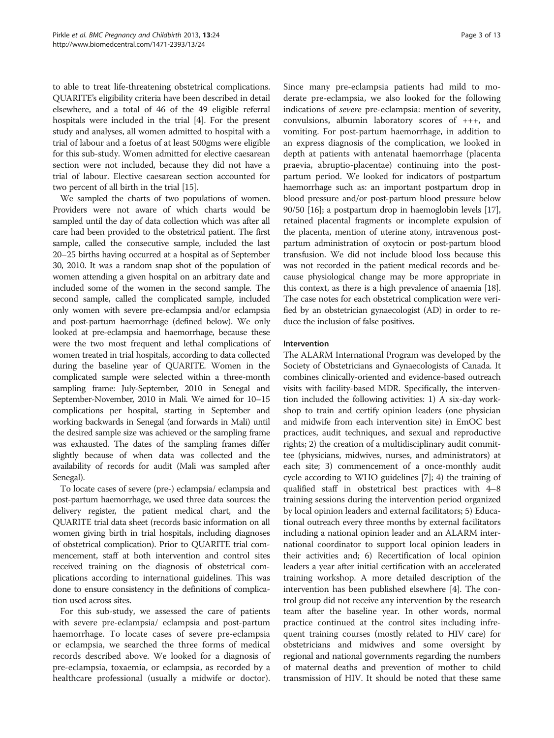to able to treat life-threatening obstetrical complications. QUARITE's eligibility criteria have been described in detail elsewhere, and a total of 46 of the 49 eligible referral hospitals were included in the trial [4]. For the present study and analyses, all women admitted to hospital with a trial of labour and a foetus of at least 500gms were eligible for this sub-study. Women admitted for elective caesarean section were not included, because they did not have a trial of labour. Elective caesarean section accounted for two percent of all birth in the trial [15].

We sampled the charts of two populations of women. Providers were not aware of which charts would be sampled until the day of data collection which was after all care had been provided to the obstetrical patient. The first sample, called the consecutive sample, included the last 20–25 births having occurred at a hospital as of September 30, 2010. It was a random snap shot of the population of women attending a given hospital on an arbitrary date and included some of the women in the second sample. The second sample, called the complicated sample, included only women with severe pre-eclampsia and/or eclampsia and post-partum haemorrhage (defined below). We only looked at pre-eclampsia and haemorrhage, because these were the two most frequent and lethal complications of women treated in trial hospitals, according to data collected during the baseline year of QUARITE. Women in the complicated sample were selected within a three-month sampling frame: July-September, 2010 in Senegal and September-November, 2010 in Mali. We aimed for 10–15 complications per hospital, starting in September and working backwards in Senegal (and forwards in Mali) until the desired sample size was achieved or the sampling frame was exhausted. The dates of the sampling frames differ slightly because of when data was collected and the availability of records for audit (Mali was sampled after Senegal).

To locate cases of severe (pre-) eclampsia/ eclampsia and post-partum haemorrhage, we used three data sources: the delivery register, the patient medical chart, and the QUARITE trial data sheet (records basic information on all women giving birth in trial hospitals, including diagnoses of obstetrical complication). Prior to QUARITE trial commencement, staff at both intervention and control sites received training on the diagnosis of obstetrical complications according to international guidelines. This was done to ensure consistency in the definitions of complication used across sites.

For this sub-study, we assessed the care of patients with severe pre-eclampsia/ eclampsia and post-partum haemorrhage. To locate cases of severe pre-eclampsia or eclampsia, we searched the three forms of medical records described above. We looked for a diagnosis of pre-eclampsia, toxaemia, or eclampsia, as recorded by a healthcare professional (usually a midwife or doctor). Since many pre-eclampsia patients had mild to moderate pre-eclampsia, we also looked for the following indications of *severe* pre-eclampsia: mention of severity, convulsions, albumin laboratory scores of +++, and vomiting. For post-partum haemorrhage, in addition to an express diagnosis of the complication, we looked in depth at patients with antenatal haemorrhage (placenta praevia, abruptio-placentae) continuing into the post-partum period. We looked for indicators of postpartum haemorrhage such as: an important postpartum drop in blood pressure and/or post-partum blood pressure below 90/50 [16]; a postpartum drop in haemoglobin levels [17], retained placental fragments or incomplete expulsion of the placenta, mention of uterine atony, intravenous post-partum administration of oxytocin or post-partum blood transfusion. We did not include blood loss because this was not recorded in the patient medical records and because physiological change may be more appropriate in this context, as there is a high prevalence of anaemia [18]. The case notes for each obstetrical complication were verified by an obstetrician gynaecologist (AD) in order to reduce the inclusion of false positives.

### Intervention

The ALARM International Program was developed by the Society of Obstetricians and Gynaecologists of Canada. It combines clinically-oriented and evidence-based outreach visits with facility-based MDR. Specifically, the intervention included the following activities: 1) A six-day workshop to train and certify opinion leaders (one physician and midwife from each intervention site) in EmOC best practices, audit techniques, and sexual and reproductive rights; 2) the creation of a multidisciplinary audit committee (physicians, midwives, nurses, and administrators) at each site; 3) commencement of a once-monthly audit cycle according to WHO guidelines [7]; 4) the training of qualified staff in obstetrical best practices with 4–8 training sessions during the intervention period organized by local opinion leaders and external facilitators; 5) Educational outreach every three months by external facilitators including a national opinion leader and an ALARM international coordinator to support local opinion leaders in their activities and; 6) Recertification of local opinion leaders a year after initial certification with an accelerated training workshop. A more detailed description of the intervention has been published elsewhere [4]. The control group did not receive any intervention by the research team after the baseline year. In other words, normal practice continued at the control sites including infrequent training courses (mostly related to HIV care) for obstetricians and midwives and some oversight by regional and national governments regarding the numbers of maternal deaths and prevention of mother to child transmission of HIV. It should be noted that these same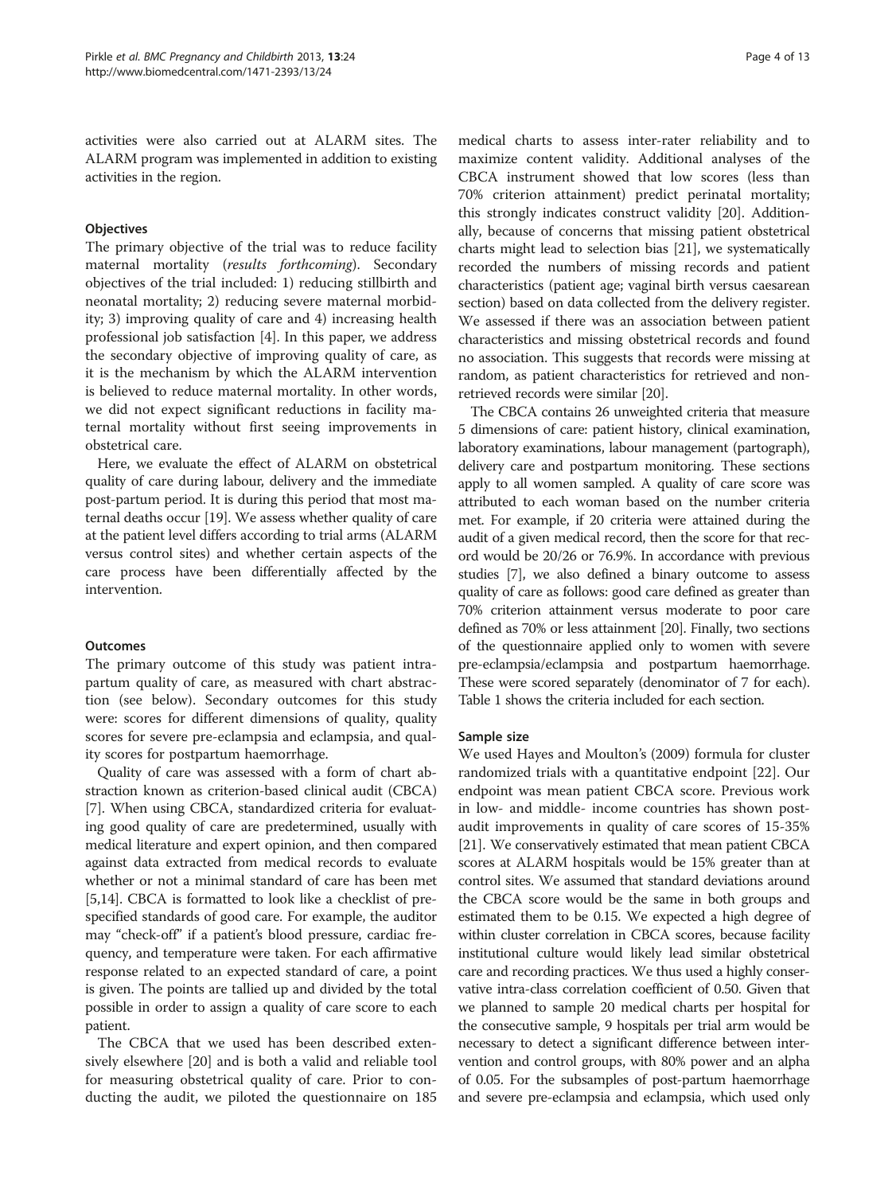activities were also carried out at ALARM sites. The ALARM program was implemented in addition to existing activities in the region.

### Objectives

The primary objective of the trial was to reduce facility maternal mortality (*results forthcoming*). Secondary objectives of the trial included: 1) reducing stillbirth and neonatal mortality; 2) reducing severe maternal morbidity; 3) improving quality of care and 4) increasing health professional job satisfaction [4]. In this paper, we address the secondary objective of improving quality of care, as it is the mechanism by which the ALARM intervention is believed to reduce maternal mortality. In other words, we did not expect significant reductions in facility maternal mortality without first seeing improvements in obstetrical care.

Here, we evaluate the effect of ALARM on obstetrical quality of care during labour, delivery and the immediate post-partum period. It is during this period that most maternal deaths occur [19]. We assess whether quality of care at the patient level differs according to trial arms (ALARM versus control sites) and whether certain aspects of the care process have been differentially affected by the intervention.

### Outcomes

The primary outcome of this study was patient intrapartum quality of care, as measured with chart abstraction (see below). Secondary outcomes for this study were: scores for different dimensions of quality, quality scores for severe pre-eclampsia and eclampsia, and quality scores for postpartum haemorrhage.

Quality of care was assessed with a form of chart abstraction known as criterion-based clinical audit (CBCA) [7]. When using CBCA, standardized criteria for evaluating good quality of care are predetermined, usually with medical literature and expert opinion, and then compared against data extracted from medical records to evaluate whether or not a minimal standard of care has been met [5,14]. CBCA is formatted to look like a checklist of pre-specified standards of good care. For example, the auditor may "check-off" if a patient's blood pressure, cardiac frequency, and temperature were taken. For each affirmative response related to an expected standard of care, a point is given. The points are tallied up and divided by the total possible in order to assign a quality of care score to each patient.

The CBCA that we used has been described extensively elsewhere [20] and is both a valid and reliable tool for measuring obstetrical quality of care. Prior to conducting the audit, we piloted the questionnaire on 185 medical charts to assess inter-rater reliability and to maximize content validity. Additional analyses of the CBCA instrument showed that low scores (less than 70% criterion attainment) predict perinatal mortality; this strongly indicates construct validity [20]. Additionally, because of concerns that missing patient obstetrical charts might lead to selection bias [21], we systematically recorded the numbers of missing records and patient characteristics (patient age; vaginal birth versus caesarean section) based on data collected from the delivery register. We assessed if there was an association between patient characteristics and missing obstetrical records and found no association. This suggests that records were missing at random, as patient characteristics for retrieved and non-retrieved records were similar [20].

The CBCA contains 26 unweighted criteria that measure 5 dimensions of care: patient history, clinical examination, laboratory examinations, labour management (partograph), delivery care and postpartum monitoring. These sections apply to all women sampled. A quality of care score was attributed to each woman based on the number criteria met. For example, if 20 criteria were attained during the audit of a given medical record, then the score for that record would be 20/26 or 76.9%. In accordance with previous studies [7], we also defined a binary outcome to assess quality of care as follows: good care defined as greater than 70% criterion attainment versus moderate to poor care defined as 70% or less attainment [20]. Finally, two sections of the questionnaire applied only to women with severe pre-eclampsia/eclampsia and postpartum haemorrhage. These were scored separately (denominator of 7 for each). Table 1 shows the criteria included for each section.

### Sample size

We used Hayes and Moulton's (2009) formula for cluster randomized trials with a quantitative endpoint [22]. Our endpoint was mean patient CBCA score. Previous work in low- and middle- income countries has shown post-audit improvements in quality of care scores of 15-35% [21]. We conservatively estimated that mean patient CBCA scores at ALARM hospitals would be 15% greater than at control sites. We assumed that standard deviations around the CBCA score would be the same in both groups and estimated them to be 0.15. We expected a high degree of within cluster correlation in CBCA scores, because facility institutional culture would likely lead similar obstetrical care and recording practices. We thus used a highly conservative intra-class correlation coefficient of 0.50. Given that we planned to sample 20 medical charts per hospital for the consecutive sample, 9 hospitals per trial arm would be necessary to detect a significant difference between intervention and control groups, with 80% power and an alpha of 0.05. For the subsamples of post-partum haemorrhage and severe pre-eclampsia and eclampsia, which used only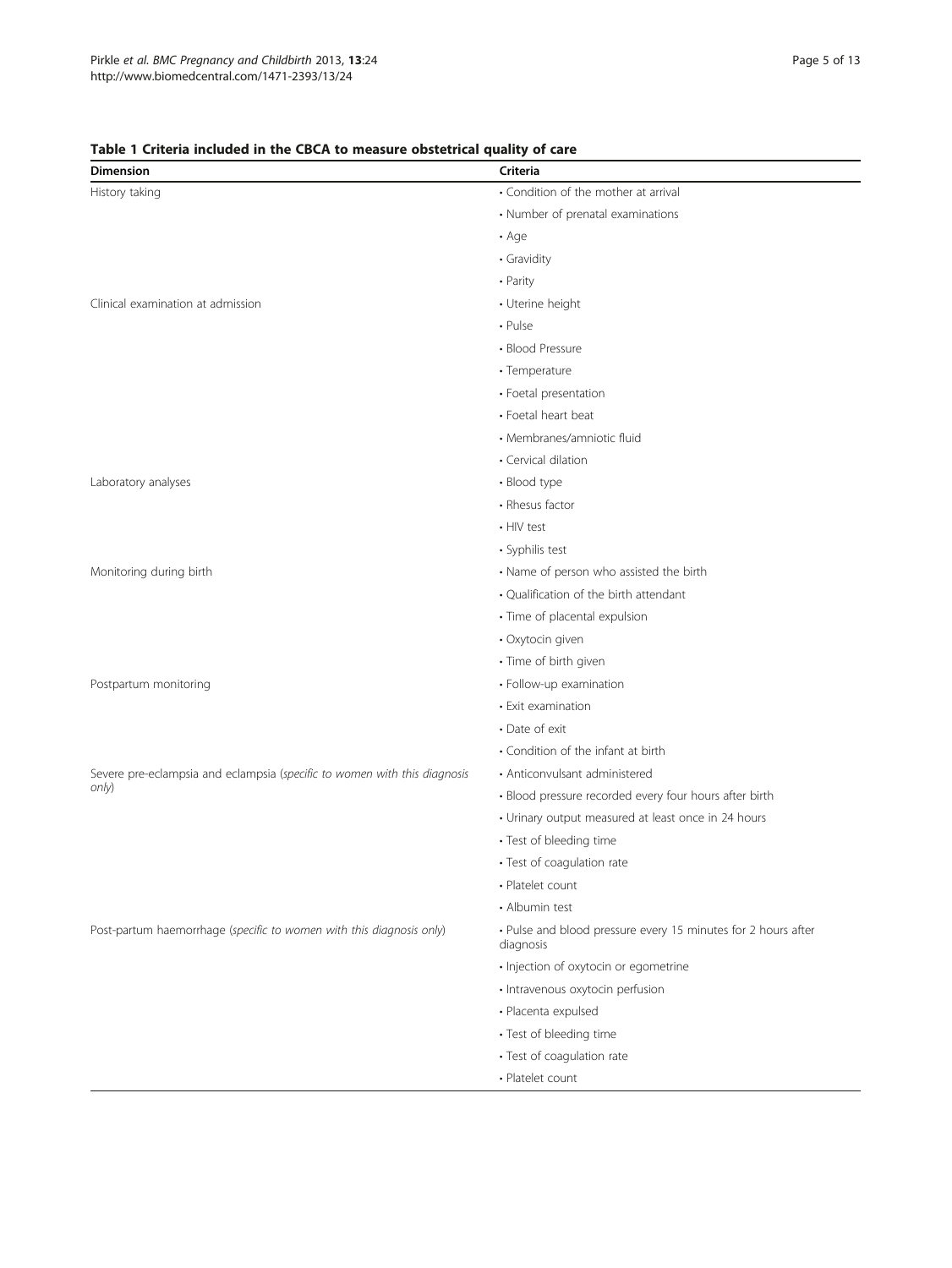**Table 1 Criteria included in the CBCA to measure obstetrical quality of care**

| Dimension | Criteria |
|---|---|
| History taking | • Condition of the mother at arrival |
| | • Number of prenatal examinations |
| | • Age |
| | • Gravidity |
| | • Parity |
| Clinical examination at admission | • Uterine height |
| | • Pulse |
| | • Blood Pressure |
| | • Temperature |
| | • Foetal presentation |
| | • Foetal heart beat |
| | • Membranes/amniotic fluid |
| | • Cervical dilation |
| Laboratory analyses | • Blood type |
| | • Rhesus factor |
| | • HIV test |
| | • Syphilis test |
| Monitoring during birth | • Name of person who assisted the birth |
| | • Qualification of the birth attendant |
| | • Time of placental expulsion |
| | • Oxytocin given |
| | • Time of birth given |
| Postpartum monitoring | • Follow-up examination |
| | • Exit examination |
| | • Date of exit |
| | • Condition of the infant at birth |
| Severe pre-eclampsia and eclampsia (*specific to women with this diagnosis only*) | • Anticonvulsant administered |
| | • Blood pressure recorded every four hours after birth |
| | • Urinary output measured at least once in 24 hours |
| | • Test of bleeding time |
| | • Test of coagulation rate |
| | • Platelet count |
| | • Albumin test |
| Post-partum haemorrhage (*specific to women with this diagnosis only*) | • Pulse and blood pressure every 15 minutes for 2 hours after diagnosis |
| | • Injection of oxytocin or egometrine |
| | • Intravenous oxytocin perfusion |
| | • Placenta expulsed |
| | • Test of bleeding time |
| | • Test of coagulation rate |
| | • Platelet count |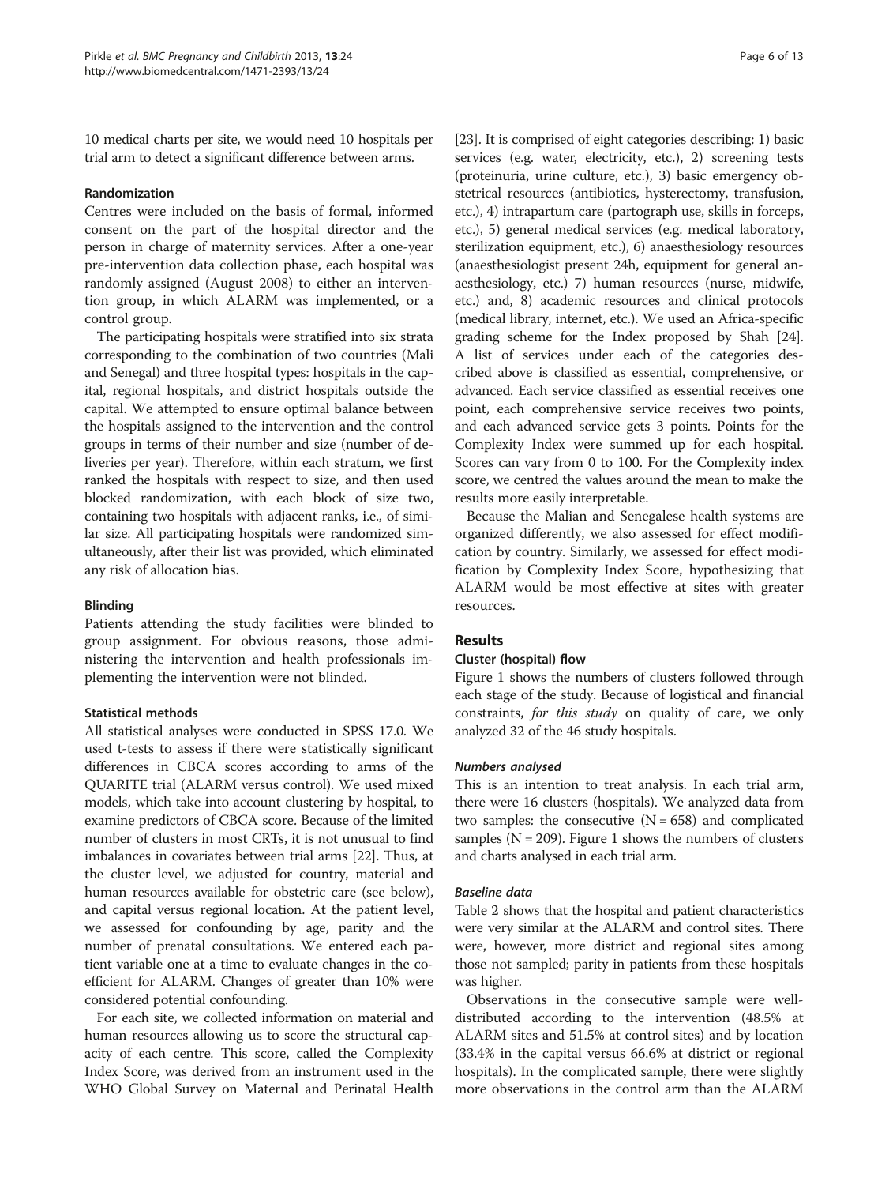10 medical charts per site, we would need 10 hospitals per trial arm to detect a significant difference between arms.

### Randomization

Centres were included on the basis of formal, informed consent on the part of the hospital director and the person in charge of maternity services. After a one-year pre-intervention data collection phase, each hospital was randomly assigned (August 2008) to either an intervention group, in which ALARM was implemented, or a control group.

The participating hospitals were stratified into six strata corresponding to the combination of two countries (Mali and Senegal) and three hospital types: hospitals in the capital, regional hospitals, and district hospitals outside the capital. We attempted to ensure optimal balance between the hospitals assigned to the intervention and the control groups in terms of their number and size (number of deliveries per year). Therefore, within each stratum, we first ranked the hospitals with respect to size, and then used blocked randomization, with each block of size two, containing two hospitals with adjacent ranks, i.e., of similar size. All participating hospitals were randomized simultaneously, after their list was provided, which eliminated any risk of allocation bias.

### Blinding

Patients attending the study facilities were blinded to group assignment. For obvious reasons, those administering the intervention and health professionals implementing the intervention were not blinded.

### Statistical methods

All statistical analyses were conducted in SPSS 17.0. We used t-tests to assess if there were statistically significant differences in CBCA scores according to arms of the QUARITE trial (ALARM versus control). We used mixed models, which take into account clustering by hospital, to examine predictors of CBCA score. Because of the limited number of clusters in most CRTs, it is not unusual to find imbalances in covariates between trial arms [22]. Thus, at the cluster level, we adjusted for country, material and human resources available for obstetric care (see below), and capital versus regional location. At the patient level, we assessed for confounding by age, parity and the number of prenatal consultations. We entered each patient variable one at a time to evaluate changes in the coefficient for ALARM. Changes of greater than 10% were considered potential confounding.

For each site, we collected information on material and human resources allowing us to score the structural capacity of each centre. This score, called the Complexity Index Score, was derived from an instrument used in the WHO Global Survey on Maternal and Perinatal Health [23]. It is comprised of eight categories describing: 1) basic services (e.g. water, electricity, etc.), 2) screening tests (proteinuria, urine culture, etc.), 3) basic emergency obstetrical resources (antibiotics, hysterectomy, transfusion, etc.), 4) intrapartum care (partograph use, skills in forceps, etc.), 5) general medical services (e.g. medical laboratory, sterilization equipment, etc.), 6) anaesthesiology resources (anaesthesiologist present 24h, equipment for general anaesthesiology, etc.) 7) human resources (nurse, midwife, etc.) and, 8) academic resources and clinical protocols (medical library, internet, etc.). We used an Africa-specific grading scheme for the Index proposed by Shah [24]. A list of services under each of the categories described above is classified as essential, comprehensive, or advanced. Each service classified as essential receives one point, each comprehensive service receives two points, and each advanced service gets 3 points. Points for the Complexity Index were summed up for each hospital. Scores can vary from 0 to 100. For the Complexity index score, we centred the values around the mean to make the results more easily interpretable.

Because the Malian and Senegalese health systems are organized differently, we also assessed for effect modification by country. Similarly, we assessed for effect modification by Complexity Index Score, hypothesizing that ALARM would be most effective at sites with greater resources.

## Results

### Cluster (hospital) flow

Figure 1 shows the numbers of clusters followed through each stage of the study. Because of logistical and financial constraints, *for this study* on quality of care, we only analyzed 32 of the 46 study hospitals.

#### *Numbers analysed*

This is an intention to treat analysis. In each trial arm, there were 16 clusters (hospitals). We analyzed data from two samples: the consecutive (N = 658) and complicated samples (N = 209). Figure 1 shows the numbers of clusters and charts analysed in each trial arm.

#### *Baseline data*

Table 2 shows that the hospital and patient characteristics were very similar at the ALARM and control sites. There were, however, more district and regional sites among those not sampled; parity in patients from these hospitals was higher.

Observations in the consecutive sample were well-distributed according to the intervention (48.5% at ALARM sites and 51.5% at control sites) and by location (33.4% in the capital versus 66.6% at district or regional hospitals). In the complicated sample, there were slightly more observations in the control arm than the ALARM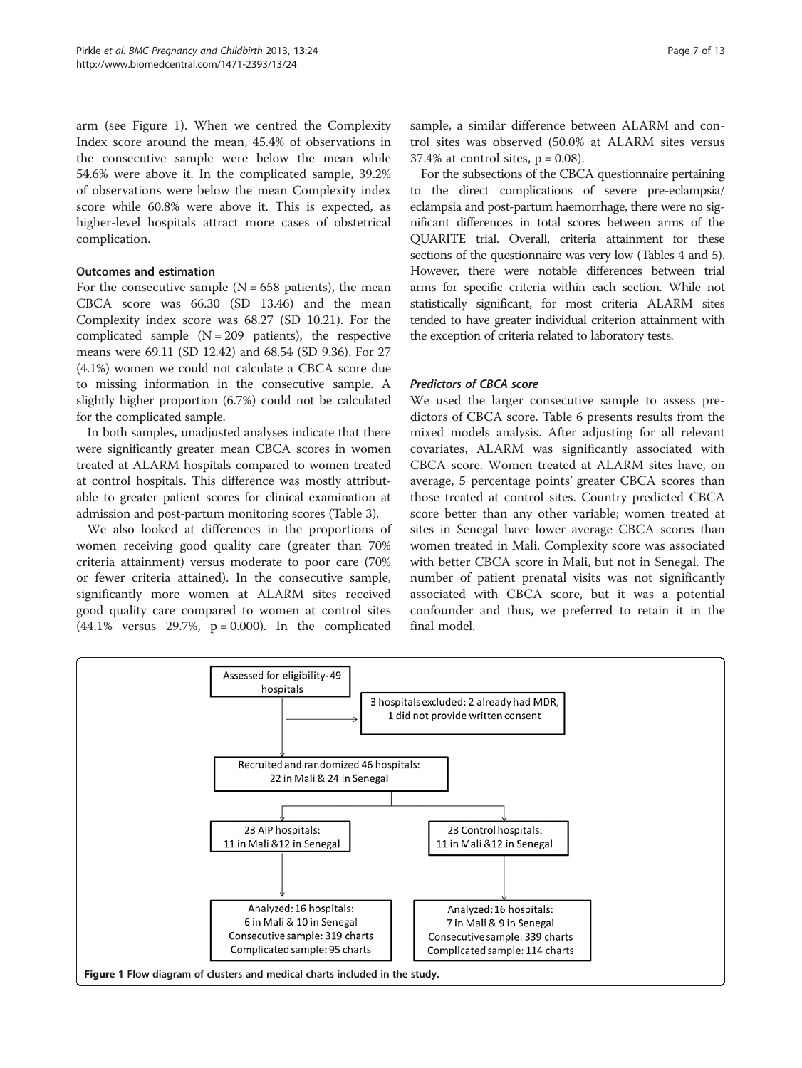arm (see Figure 1). When we centred the Complexity Index score around the mean, 45.4% of observations in the consecutive sample were below the mean while 54.6% were above it. In the complicated sample, 39.2% of observations were below the mean Complexity index score while 60.8% were above it. This is expected, as higher-level hospitals attract more cases of obstetrical complication.

### Outcomes and estimation

For the consecutive sample (N = 658 patients), the mean CBCA score was 66.30 (SD 13.46) and the mean Complexity index score was 68.27 (SD 10.21). For the complicated sample (N = 209 patients), the respective means were 69.11 (SD 12.42) and 68.54 (SD 9.36). For 27 (4.1%) women we could not calculate a CBCA score due to missing information in the consecutive sample. A slightly higher proportion (6.7%) could not be calculated for the complicated sample.

In both samples, unadjusted analyses indicate that there were significantly greater mean CBCA scores in women treated at ALARM hospitals compared to women treated at control hospitals. This difference was mostly attributable to greater patient scores for clinical examination at admission and post-partum monitoring scores (Table 3).

We also looked at differences in the proportions of women receiving good quality care (greater than 70% criteria attainment) versus moderate to poor care (70% or fewer criteria attained). In the consecutive sample, significantly more women at ALARM sites received good quality care compared to women at control sites (44.1% versus 29.7%, p = 0.000). In the complicated sample, a similar difference between ALARM and control sites was observed (50.0% at ALARM sites versus 37.4% at control sites, p = 0.08).

For the subsections of the CBCA questionnaire pertaining to the direct complications of severe pre-eclampsia/eclampsia and post-partum haemorrhage, there were no significant differences in total scores between arms of the QUARITE trial. Overall, criteria attainment for these sections of the questionnaire was very low (Tables 4 and 5). However, there were notable differences between trial arms for specific criteria within each section. While not statistically significant, for most criteria ALARM sites tended to have greater individual criterion attainment with the exception of criteria related to laboratory tests.

#### *Predictors of CBCA score*

We used the larger consecutive sample to assess predictors of CBCA score. Table 6 presents results from the mixed models analysis. After adjusting for all relevant covariates, ALARM was significantly associated with CBCA score. Women treated at ALARM sites have, on average, 5 percentage points' greater CBCA scores than those treated at control sites. Country predicted CBCA score better than any other variable; women treated at sites in Senegal have lower average CBCA scores than women treated in Mali. Complexity score was associated with better CBCA score in Mali, but not in Senegal. The number of patient prenatal visits was not significantly associated with CBCA score, but it was a potential confounder and thus, we preferred to retain it in the final model.

Assessed for eligibility- 49 hospitals

3 hospitals excluded: 2 already had MDR, 1 did not provide written consent

Recruited and randomized 46 hospitals: 22 in Mali & 24 in Senegal

23 AIP hospitals: 11 in Mali &12 in Senegal

23 Control hospitals: 11 in Mali &12 in Senegal

Analyzed: 16 hospitals: 6 in Mali & 10 in Senegal; Consecutive sample: 319 charts; Complicated sample: 95 charts

Analyzed: 16 hospitals: 7 in Mali & 9 in Senegal; Consecutive sample: 339 charts; Complicated sample: 114 charts

**Figure 1** Flow diagram of clusters and medical charts included in the study.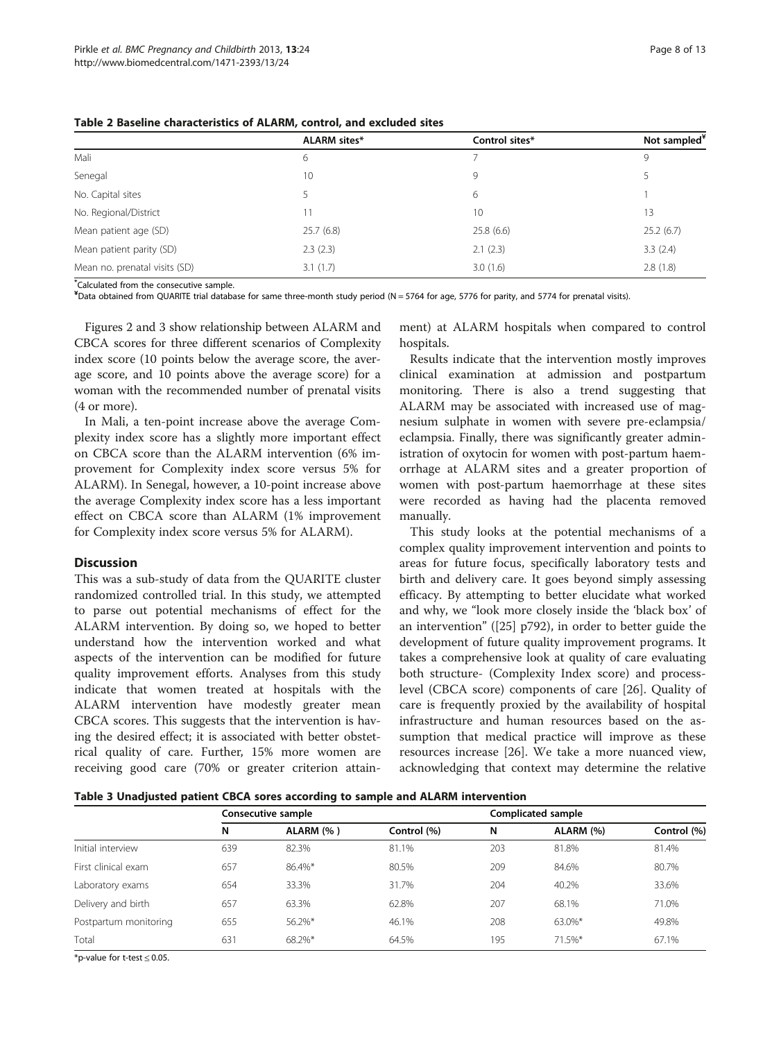**Table 2 Baseline characteristics of ALARM, control, and excluded sites**

| | ALARM sites* | Control sites* | Not sampled¥ |
|---|---|---|---|
| Mali | 6 | 7 | 9 |
| Senegal | 10 | 9 | 5 |
| No. Capital sites | 5 | 6 | 1 |
| No. Regional/District | 11 | 10 | 13 |
| Mean patient age (SD) | 25.7 (6.8) | 25.8 (6.6) | 25.2 (6.7) |
| Mean patient parity (SD) | 2.3 (2.3) | 2.1 (2.3) | 3.3 (2.4) |
| Mean no. prenatal visits (SD) | 3.1 (1.7) | 3.0 (1.6) | 2.8 (1.8) |

*Calculated from the consecutive sample.
¥Data obtained from QUARITE trial database for same three-month study period (N = 5764 for age, 5776 for parity, and 5774 for prenatal visits).

Figures 2 and 3 show relationship between ALARM and CBCA scores for three different scenarios of Complexity index score (10 points below the average score, the average score, and 10 points above the average score) for a woman with the recommended number of prenatal visits (4 or more).

In Mali, a ten-point increase above the average Complexity index score has a slightly more important effect on CBCA score than the ALARM intervention (6% improvement for Complexity index score versus 5% for ALARM). In Senegal, however, a 10-point increase above the average Complexity index score has a less important effect on CBCA score than ALARM (1% improvement for Complexity index score versus 5% for ALARM).

## Discussion

This was a sub-study of data from the QUARITE cluster randomized controlled trial. In this study, we attempted to parse out potential mechanisms of effect for the ALARM intervention. By doing so, we hoped to better understand how the intervention worked and what aspects of the intervention can be modified for future quality improvement efforts. Analyses from this study indicate that women treated at hospitals with the ALARM intervention have modestly greater mean CBCA scores. This suggests that the intervention is having the desired effect; it is associated with better obstetrical quality of care. Further, 15% more women are receiving good care (70% or greater criterion attainment) at ALARM hospitals when compared to control hospitals.

Results indicate that the intervention mostly improves clinical examination at admission and postpartum monitoring. There is also a trend suggesting that ALARM may be associated with increased use of magnesium sulphate in women with severe pre-eclampsia/eclampsia. Finally, there was significantly greater administration of oxytocin for women with post-partum haemorrhage at ALARM sites and a greater proportion of women with post-partum haemorrhage at these sites were recorded as having had the placenta removed manually.

This study looks at the potential mechanisms of a complex quality improvement intervention and points to areas for future focus, specifically laboratory tests and birth and delivery care. It goes beyond simply assessing efficacy. By attempting to better elucidate what worked and why, we "look more closely inside the 'black box' of an intervention" ([25] p792), in order to better guide the development of future quality improvement programs. It takes a comprehensive look at quality of care evaluating both structure- (Complexity Index score) and process-level (CBCA score) components of care [26]. Quality of care is frequently proxied by the availability of hospital infrastructure and human resources based on the assumption that medical practice will improve as these resources increase [26]. We take a more nuanced view, acknowledging that context may determine the relative

**Table 3 Unadjusted patient CBCA sores according to sample and ALARM intervention**

| | Consecutive sample | | | Complicated sample | | |
|---|---|---|---|---|---|---|
| | N | ALARM (%) | Control (%) | N | ALARM (%) | Control (%) |
| Initial interview | 639 | 82.3% | 81.1% | 203 | 81.8% | 81.4% |
| First clinical exam | 657 | 86.4%* | 80.5% | 209 | 84.6% | 80.7% |
| Laboratory exams | 654 | 33.3% | 31.7% | 204 | 40.2% | 33.6% |
| Delivery and birth | 657 | 63.3% | 62.8% | 207 | 68.1% | 71.0% |
| Postpartum monitoring | 655 | 56.2%* | 46.1% | 208 | 63.0%* | 49.8% |
| Total | 631 | 68.2%* | 64.5% | 195 | 71.5%* | 67.1% |

*p-value for t-test ≤ 0.05.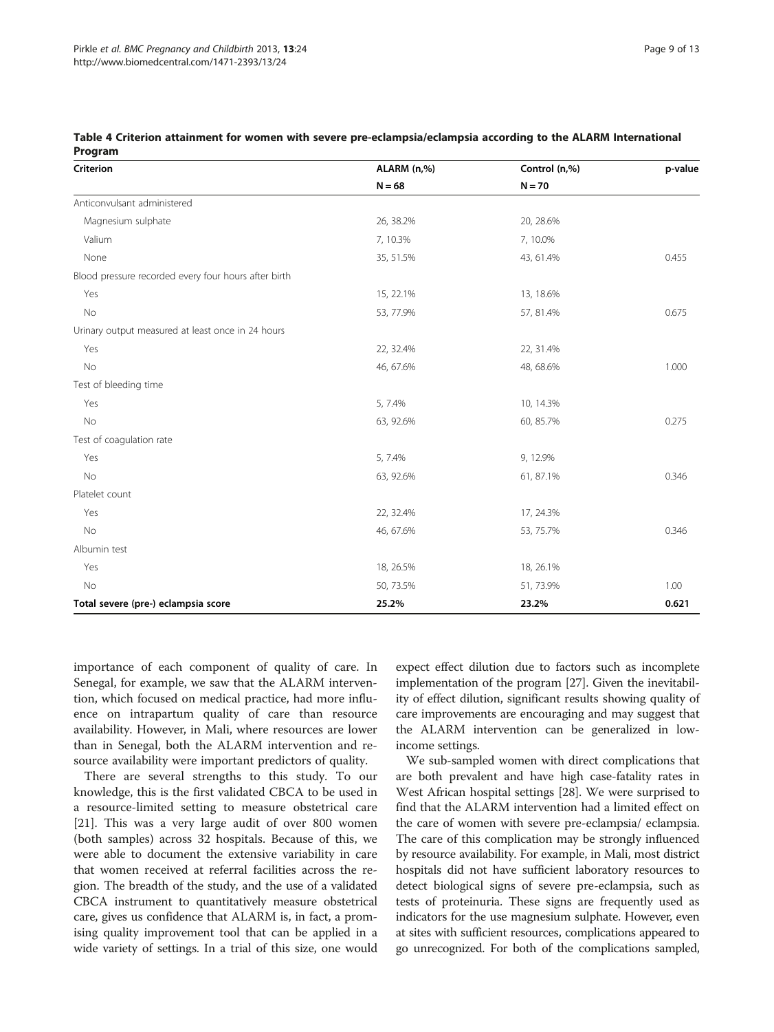**Table 4 Criterion attainment for women with severe pre-eclampsia/eclampsia according to the ALARM International Program**

| Criterion | ALARM (n,%) | Control (n,%) | p-value |
|---|---|---|---|
| | N = 68 | N = 70 | |
| Anticonvulsant administered | | | |
| Magnesium sulphate | 26, 38.2% | 20, 28.6% | |
| Valium | 7, 10.3% | 7, 10.0% | |
| None | 35, 51.5% | 43, 61.4% | 0.455 |
| Blood pressure recorded every four hours after birth | | | |
| Yes | 15, 22.1% | 13, 18.6% | |
| No | 53, 77.9% | 57, 81.4% | 0.675 |
| Urinary output measured at least once in 24 hours | | | |
| Yes | 22, 32.4% | 22, 31.4% | |
| No | 46, 67.6% | 48, 68.6% | 1.000 |
| Test of bleeding time | | | |
| Yes | 5, 7.4% | 10, 14.3% | |
| No | 63, 92.6% | 60, 85.7% | 0.275 |
| Test of coagulation rate | | | |
| Yes | 5, 7.4% | 9, 12.9% | |
| No | 63, 92.6% | 61, 87.1% | 0.346 |
| Platelet count | | | |
| Yes | 22, 32.4% | 17, 24.3% | |
| No | 46, 67.6% | 53, 75.7% | 0.346 |
| Albumin test | | | |
| Yes | 18, 26.5% | 18, 26.1% | |
| No | 50, 73.5% | 51, 73.9% | 1.00 |
| **Total severe (pre-) eclampsia score** | **25.2%** | **23.2%** | **0.621** |

importance of each component of quality of care. In Senegal, for example, we saw that the ALARM intervention, which focused on medical practice, had more influence on intrapartum quality of care than resource availability. However, in Mali, where resources are lower than in Senegal, both the ALARM intervention and resource availability were important predictors of quality.

There are several strengths to this study. To our knowledge, this is the first validated CBCA to be used in a resource-limited setting to measure obstetrical care [21]. This was a very large audit of over 800 women (both samples) across 32 hospitals. Because of this, we were able to document the extensive variability in care that women received at referral facilities across the region. The breadth of the study, and the use of a validated CBCA instrument to quantitatively measure obstetrical care, gives us confidence that ALARM is, in fact, a promising quality improvement tool that can be applied in a wide variety of settings. In a trial of this size, one would expect effect dilution due to factors such as incomplete implementation of the program [27]. Given the inevitability of effect dilution, significant results showing quality of care improvements are encouraging and may suggest that the ALARM intervention can be generalized in low-income settings.

We sub-sampled women with direct complications that are both prevalent and have high case-fatality rates in West African hospital settings [28]. We were surprised to find that the ALARM intervention had a limited effect on the care of women with severe pre-eclampsia/ eclampsia. The care of this complication may be strongly influenced by resource availability. For example, in Mali, most district hospitals did not have sufficient laboratory resources to detect biological signs of severe pre-eclampsia, such as tests of proteinuria. These signs are frequently used as indicators for the use magnesium sulphate. However, even at sites with sufficient resources, complications appeared to go unrecognized. For both of the complications sampled,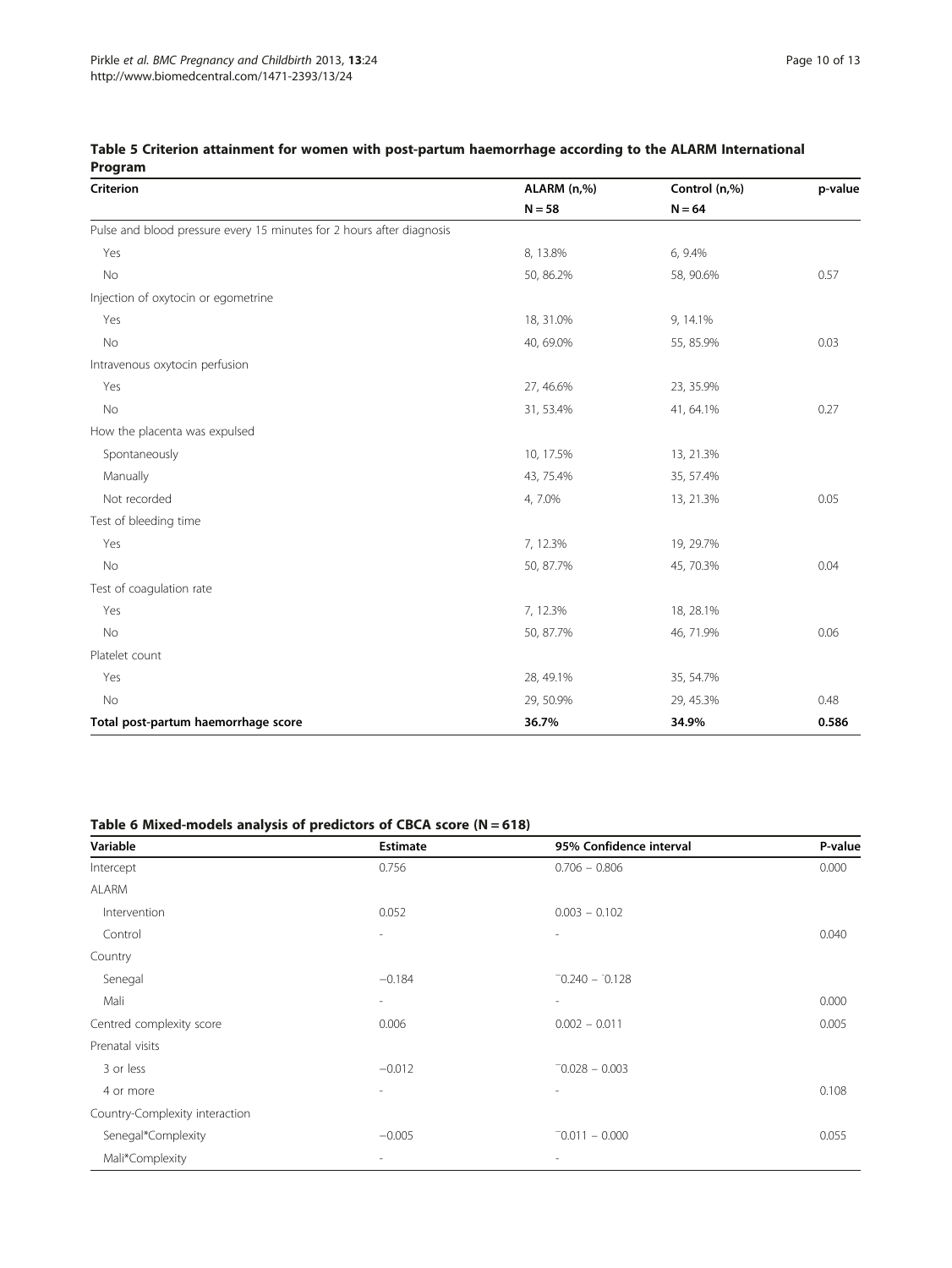**Table 5 Criterion attainment for women with post-partum haemorrhage according to the ALARM International Program**

| Criterion | ALARM (n,%) | Control (n,%) | p-value |
|---|---|---|---|
| | N = 58 | N = 64 | |
| Pulse and blood pressure every 15 minutes for 2 hours after diagnosis | | | |
| Yes | 8, 13.8% | 6, 9.4% | |
| No | 50, 86.2% | 58, 90.6% | 0.57 |
| Injection of oxytocin or egometrine | | | |
| Yes | 18, 31.0% | 9, 14.1% | |
| No | 40, 69.0% | 55, 85.9% | 0.03 |
| Intravenous oxytocin perfusion | | | |
| Yes | 27, 46.6% | 23, 35.9% | |
| No | 31, 53.4% | 41, 64.1% | 0.27 |
| How the placenta was expulsed | | | |
| Spontaneously | 10, 17.5% | 13, 21.3% | |
| Manually | 43, 75.4% | 35, 57.4% | |
| Not recorded | 4, 7.0% | 13, 21.3% | 0.05 |
| Test of bleeding time | | | |
| Yes | 7, 12.3% | 19, 29.7% | |
| No | 50, 87.7% | 45, 70.3% | 0.04 |
| Test of coagulation rate | | | |
| Yes | 7, 12.3% | 18, 28.1% | |
| No | 50, 87.7% | 46, 71.9% | 0.06 |
| Platelet count | | | |
| Yes | 28, 49.1% | 35, 54.7% | |
| No | 29, 50.9% | 29, 45.3% | 0.48 |
| **Total post-partum haemorrhage score** | **36.7%** | **34.9%** | **0.586** |

**Table 6 Mixed-models analysis of predictors of CBCA score (N = 618)**

| Variable | Estimate | 95% Confidence interval | P-value |
|---|---|---|---|
| Intercept | 0.756 | 0.706 – 0.806 | 0.000 |
| ALARM | | | |
| Intervention | 0.052 | 0.003 – 0.102 | |
| Control | - | - | 0.040 |
| Country | | | |
| Senegal | −0.184 | −0.240 – −0.128 | |
| Mali | - | - | 0.000 |
| Centred complexity score | 0.006 | 0.002 – 0.011 | 0.005 |
| Prenatal visits | | | |
| 3 or less | −0.012 | −0.028 – 0.003 | |
| 4 or more | - | - | 0.108 |
| Country-Complexity interaction | | | |
| Senegal*Complexity | −0.005 | −0.011 – 0.000 | 0.055 |
| Mali*Complexity | - | - | |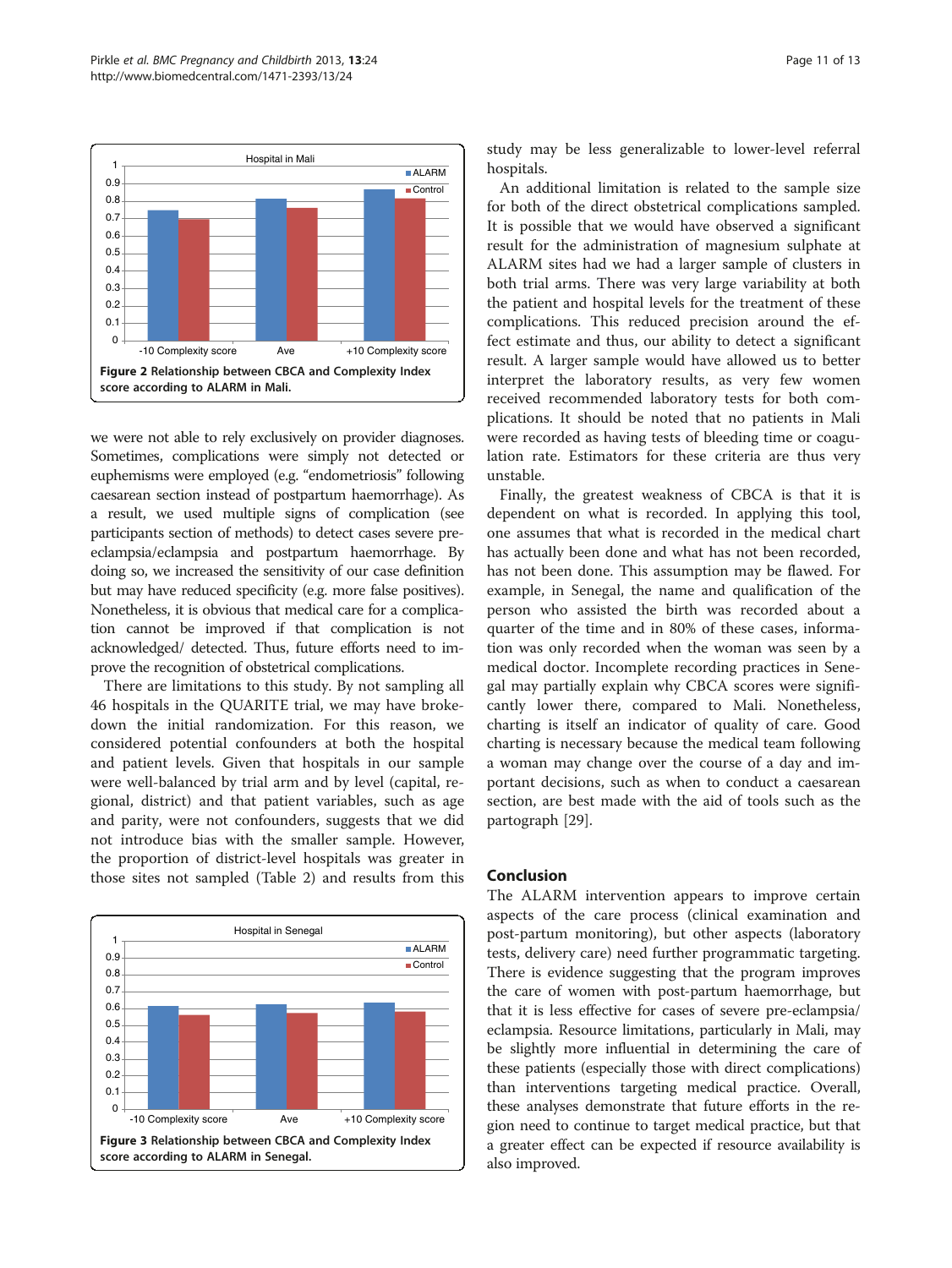Figure 2 Relationship between CBCA and Complexity Index score according to ALARM in Mali.

we were not able to rely exclusively on provider diagnoses. Sometimes, complications were simply not detected or euphemisms were employed (e.g. "endometriosis" following caesarean section instead of postpartum haemorrhage). As a result, we used multiple signs of complication (see participants section of methods) to detect cases severe pre-eclampsia/eclampsia and postpartum haemorrhage. By doing so, we increased the sensitivity of our case definition but may have reduced specificity (e.g. more false positives). Nonetheless, it is obvious that medical care for a complication cannot be improved if that complication is not acknowledged/ detected. Thus, future efforts need to improve the recognition of obstetrical complications.

There are limitations to this study. By not sampling all 46 hospitals in the QUARITE trial, we may have brokedown the initial randomization. For this reason, we considered potential confounders at both the hospital and patient levels. Given that hospitals in our sample were well-balanced by trial arm and by level (capital, regional, district) and that patient variables, such as age and parity, were not confounders, suggests that we did not introduce bias with the smaller sample. However, the proportion of district-level hospitals was greater in those sites not sampled (Table 2) and results from this study may be less generalizable to lower-level referral hospitals.

Figure 3 Relationship between CBCA and Complexity Index score according to ALARM in Senegal.

An additional limitation is related to the sample size for both of the direct obstetrical complications sampled. It is possible that we would have observed a significant result for the administration of magnesium sulphate at ALARM sites had we had a larger sample of clusters in both trial arms. There was very large variability at both the patient and hospital levels for the treatment of these complications. This reduced precision around the effect estimate and thus, our ability to detect a significant result. A larger sample would have allowed us to better interpret the laboratory results, as very few women received recommended laboratory tests for both complications. It should be noted that no patients in Mali were recorded as having tests of bleeding time or coagulation rate. Estimators for these criteria are thus very unstable.

Finally, the greatest weakness of CBCA is that it is dependent on what is recorded. In applying this tool, one assumes that what is recorded in the medical chart has actually been done and what has not been recorded, has not been done. This assumption may be flawed. For example, in Senegal, the name and qualification of the person who assisted the birth was recorded about a quarter of the time and in 80% of these cases, information was only recorded when the woman was seen by a medical doctor. Incomplete recording practices in Senegal may partially explain why CBCA scores were significantly lower there, compared to Mali. Nonetheless, charting is itself an indicator of quality of care. Good charting is necessary because the medical team following a woman may change over the course of a day and important decisions, such as when to conduct a caesarean section, are best made with the aid of tools such as the partograph [29].

## Conclusion

The ALARM intervention appears to improve certain aspects of the care process (clinical examination and post-partum monitoring), but other aspects (laboratory tests, delivery care) need further programmatic targeting. There is evidence suggesting that the program improves the care of women with post-partum haemorrhage, but that it is less effective for cases of severe pre-eclampsia/ eclampsia. Resource limitations, particularly in Mali, may be slightly more influential in determining the care of these patients (especially those with direct complications) than interventions targeting medical practice. Overall, these analyses demonstrate that future efforts in the region need to continue to target medical practice, but that a greater effect can be expected if resource availability is also improved.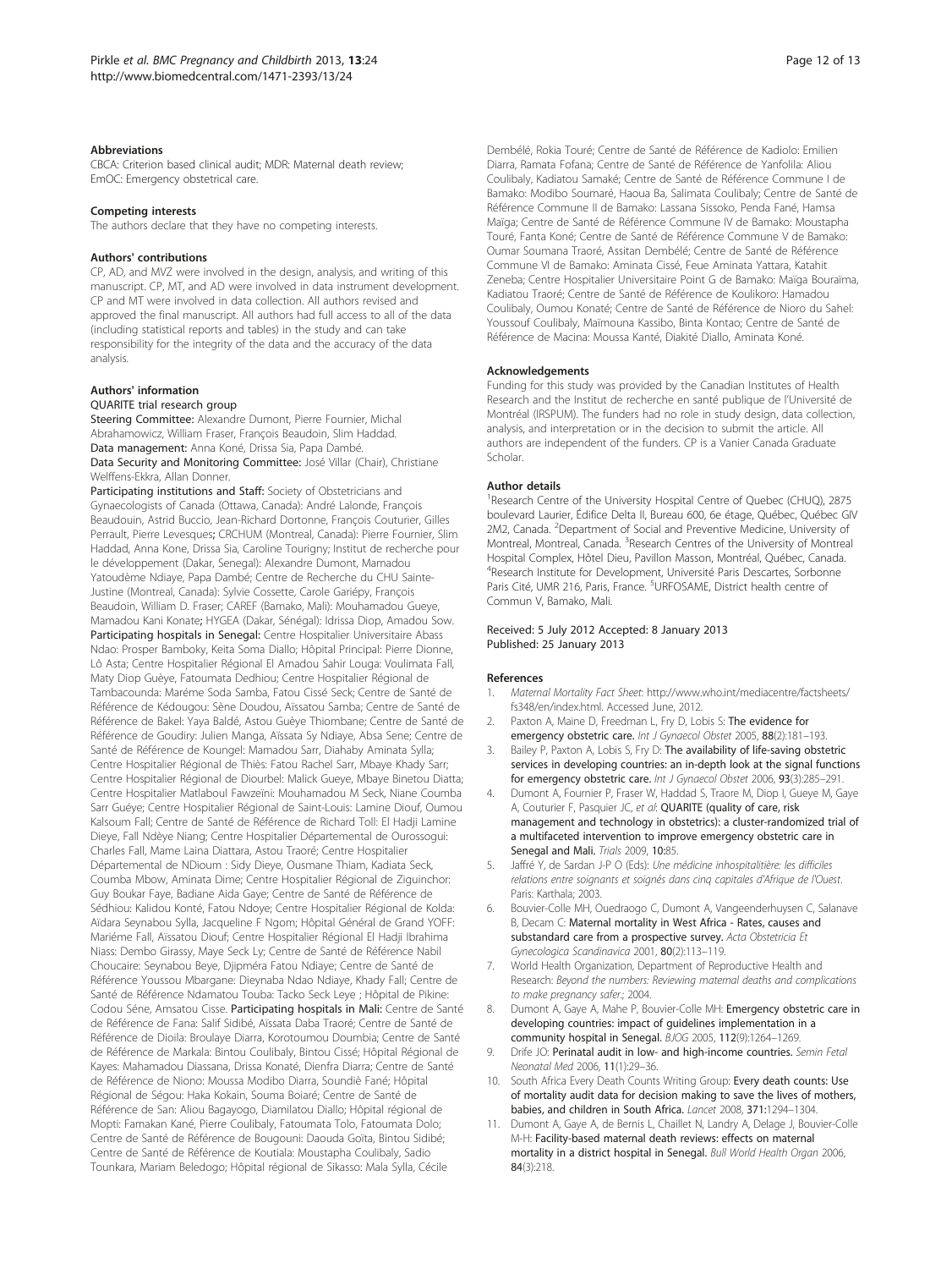### Abbreviations

CBCA: Criterion based clinical audit; MDR: Maternal death review; EmOC: Emergency obstetrical care.

### Competing interests

The authors declare that they have no competing interests.

### Authors' contributions

CP, AD, and MVZ were involved in the design, analysis, and writing of this manuscript. CP, MT, and AD were involved in data instrument development. CP and MT were involved in data collection. All authors revised and approved the final manuscript. All authors had full access to all of the data (including statistical reports and tables) in the study and can take responsibility for the integrity of the data and the accuracy of the data analysis.

### Authors' information

QUARITE trial research group

**Steering Committee:** Alexandre Dumont, Pierre Fournier, Michal Abrahamowicz, William Fraser, François Beaudoin, Slim Haddad.
**Data management:** Anna Koné, Drissa Sia, Papa Dambé.
**Data Security and Monitoring Committee:** José Villar (Chair), Christiane Welffens-Ekkra, Allan Donner.
**Participating institutions and Staff:** Society of Obstetricians and Gynaecologists of Canada (Ottawa, Canada): André Lalonde, François Beaudouin, Astrid Buccio, Jean-Richard Dortonne, François Couturier, Gilles Perrault, Pierre Levesques; CRCHUM (Montreal, Canada): Pierre Fournier, Slim Haddad, Anna Kone, Drissa Sia, Caroline Tourigny; Institut de recherche pour le développement (Dakar, Senegal): Alexandre Dumont, Mamadou Yatoudème Ndiaye, Papa Dambé; Centre de Recherche du CHU Sainte-Justine (Montreal, Canada): Sylvie Cossette, Carole Gariépy, François Beaudoin, William D. Fraser; CAREF (Bamako, Mali): Mouhamadou Gueye, Mamadou Kani Konate; HYGEA (Dakar, Sénégal): Idrissa Diop, Amadou Sow.
**Participating hospitals in Senegal:** Centre Hospitalier Universitaire Abass Ndao: Prosper Bamboky, Keita Soma Diallo; Hôpital Principal: Pierre Dionne, Lô Asta; Centre Hospitalier Régional El Amadou Sahir Louga: Voulimata Fall, Maty Diop Guèye, Fatoumata Dedhiou; Centre Hospitalier Régional de Tambacounda: Maréme Soda Samba, Fatou Cissé Seck; Centre de Santé de Référence de Kédougou: Sène Doudou, Aïssatou Samba; Centre de Santé de Référence de Bakel: Yaya Baldé, Astou Guèye Thiombane; Centre de Santé de Référence de Goudiry: Julien Manga, Aïssata Sy Ndiaye, Absa Sene; Centre de Santé de Référence de Koungel: Mamadou Sarr, Diahaby Aminata Sylla; Centre Hospitalier Régional de Thiès: Fatou Rachel Sarr, Mbaye Khady Sarr; Centre Hospitalier Régional de Diourbel: Malick Gueye, Mbaye Binetou Diatta; Centre Hospitalier Matlaboul Fawzeïni: Mouhamadou M Seck, Niane Coumba Sarr Guéye; Centre Hospitalier Régional de Saint-Louis: Lamine Diouf, Oumou Kalsoum Fall; Centre de Santé de Référence de Richard Toll: El Hadji Lamine Dieye, Fall Ndèye Niang; Centre Hospitalier Départemental de Ourossogui: Charles Fall, Mame Laina Diattara, Astou Traoré; Centre Hospitalier Départemental de NDioum : Sidy Dieye, Ousmane Thiam, Kadiata Seck, Coumba Mbow, Aminata Dime; Centre Hospitalier Régional de Ziguinchor: Guy Boukar Faye, Badiane Aida Gaye; Centre de Santé de Référence de Sédhiou: Kalidou Konté, Fatou Ndoye; Centre Hospitalier Régional de Kolda: Aïdara Seynabou Sylla, Jacqueline F Ngom; Hôpital Général de Grand YOFF: Mariéme Fall, Aïssatou Diouf; Centre Hospitalier Régional El Hadji Ibrahima Niass: Dembo Girassy, Maye Seck Ly; Centre de Santé de Référence Nabil Choucaire: Seynabou Beye, Djipméra Fatou Ndiaye; Centre de Santé de Référence Youssou Mbargane: Dieynaba Ndao Ndiaye, Khady Fall; Centre de Santé de Référence Ndamatou Touba: Tacko Seck Leye ; Hôpital de Pikine: Codou Séne, Amsatou Cisse. **Participating hospitals in Mali:** Centre de Santé de Référence de Fana: Salif Sidibé, Aïssata Daba Traoré; Centre de Santé de Référence de Dioila: Broulaye Diarra, Korotoumou Doumbia; Centre de Santé de Référence de Markala: Bintou Coulibaly, Bintou Cissé; Hôpital Régional de Kayes: Mahamadou Diassana, Drissa Konaté, Dienfra Diarra; Centre de Santé de Référence de Niono: Moussa Modibo Diarra, Soundiè Fané; Hôpital Régional de Ségou: Haka Kokain, Souma Boiaré; Centre de Santé de Référence de San: Aliou Bagayogo, Diamilatou Diallo; Hôpital régional de Mopti: Famakan Kané, Pierre Coulibaly, Fatoumata Tolo, Fatoumata Dolo; Centre de Santé de Référence de Bougouni: Daouda Goïta, Bintou Sidibé; Centre de Santé de Référence de Koutiala: Moustapha Coulibaly, Sadio Tounkara, Mariam Beledogo; Hôpital régional de Sikasso: Mala Sylla, Cécile Dembélé, Rokia Touré; Centre de Santé de Référence de Kadiolo: Emilien Diarra, Ramata Fofana; Centre de Santé de Référence de Yanfolila: Aliou Coulibaly, Kadiatou Samaké; Centre de Santé de Référence Commune I de Bamako: Modibo Soumaré, Haoua Ba, Salimata Coulibaly; Centre de Santé de Référence Commune II de Bamako: Lassana Sissoko, Penda Fané, Hamsa Maïga; Centre de Santé de Référence Commune IV de Bamako: Moustapha Touré, Fanta Koné; Centre de Santé de Référence Commune V de Bamako: Oumar Soumana Traoré, Assitan Dembélé; Centre de Santé de Référence Commune VI de Bamako: Aminata Cissé, Feue Aminata Yattara, Katahit Zeneba; Centre Hospitalier Universitaire Point G de Bamako: Maïga Bouraïma, Kadiatou Traoré; Centre de Santé de Référence de Koulikoro: Hamadou Coulibaly, Oumou Konaté; Centre de Santé de Référence de Nioro du Sahel: Youssouf Coulibaly, Maïmouna Kassibo, Binta Kontao; Centre de Santé de Référence de Macina: Moussa Kanté, Diakité Diallo, Aminata Koné.

### Acknowledgements

Funding for this study was provided by the Canadian Institutes of Health Research and the Institut de recherche en santé publique de l'Université de Montréal (IRSPUM). The funders had no role in study design, data collection, analysis, and interpretation or in the decision to submit the article. All authors are independent of the funders. CP is a Vanier Canada Graduate Scholar.

### Author details

[1]Research Centre of the University Hospital Centre of Quebec (CHUQ), 2875 boulevard Laurier, Édifice Delta II, Bureau 600, 6e étage, Québec, Québec GlV 2M2, Canada. [2]Department of Social and Preventive Medicine, University of Montreal, Montreal, Canada. [3]Research Centres of the University of Montreal Hospital Complex, Hôtel Dieu, Pavillon Masson, Montréal, Québec, Canada. [4]Research Institute for Development, Université Paris Descartes, Sorbonne Paris Cité, UMR 216, Paris, France. [5]URFOSAME, District health centre of Commun V, Bamako, Mali.

Received: 5 July 2012 Accepted: 8 January 2013
Published: 25 January 2013

### References

1. *Maternal Mortality Fact Sheet*: http://www.who.int/mediacentre/factsheets/fs348/en/index.html. Accessed June, 2012.
2. Paxton A, Maine D, Freedman L, Fry D, Lobis S: **The evidence for emergency obstetric care.** *Int J Gynaecol Obstet* 2005, **88**(2):181–193.
3. Bailey P, Paxton A, Lobis S, Fry D: **The availability of life-saving obstetric services in developing countries: an in-depth look at the signal functions for emergency obstetric care.** *Int J Gynaecol Obstet* 2006, **93**(3):285–291.
4. Dumont A, Fournier P, Fraser W, Haddad S, Traore M, Diop I, Gueye M, Gaye A, Couturier F, Pasquier JC, *et al*: **QUARITE (quality of care, risk management and technology in obstetrics): a cluster-randomized trial of a multifaceted intervention to improve emergency obstetric care in Senegal and Mali.** *Trials* 2009, **10**:85.
5. Jaffré Y, de Sardan J-P O (Eds): *Une médicine inhospitalitière: les difficiles relations entre soignants et soignés dans cinq capitales d'Afrique de l'Ouest*. Paris: Karthala; 2003.
6. Bouvier-Colle MH, Ouedraogo C, Dumont A, Vangeenderhuysen C, Salanave B, Decam C: **Maternal mortality in West Africa - Rates, causes and substandard care from a prospective survey.** *Acta Obstetricia Et Gynecologica Scandinavica* 2001, **80**(2):113–119.
7. World Health Organization, Department of Reproductive Health and Research: *Beyond the numbers: Reviewing maternal deaths and complications to make pregnancy safer.*; 2004.
8. Dumont A, Gaye A, Mahe P, Bouvier-Colle MH: **Emergency obstetric care in developing countries: impact of guidelines implementation in a community hospital in Senegal.** *BJOG* 2005, **112**(9):1264–1269.
9. Drife JO: **Perinatal audit in low- and high-income countries.** *Semin Fetal Neonatal Med* 2006, **11**(1):29–36.
10. South Africa Every Death Counts Writing Group: **Every death counts: Use of mortality audit data for decision making to save the lives of mothers, babies, and children in South Africa.** *Lancet* 2008, **371**:1294–1304.
11. Dumont A, Gaye A, de Bernis L, Chaillet N, Landry A, Delage J, Bouvier-Colle M-H: **Facility-based maternal death reviews: effects on maternal mortality in a district hospital in Senegal.** *Bull World Health Organ* 2006, **84**(3):218.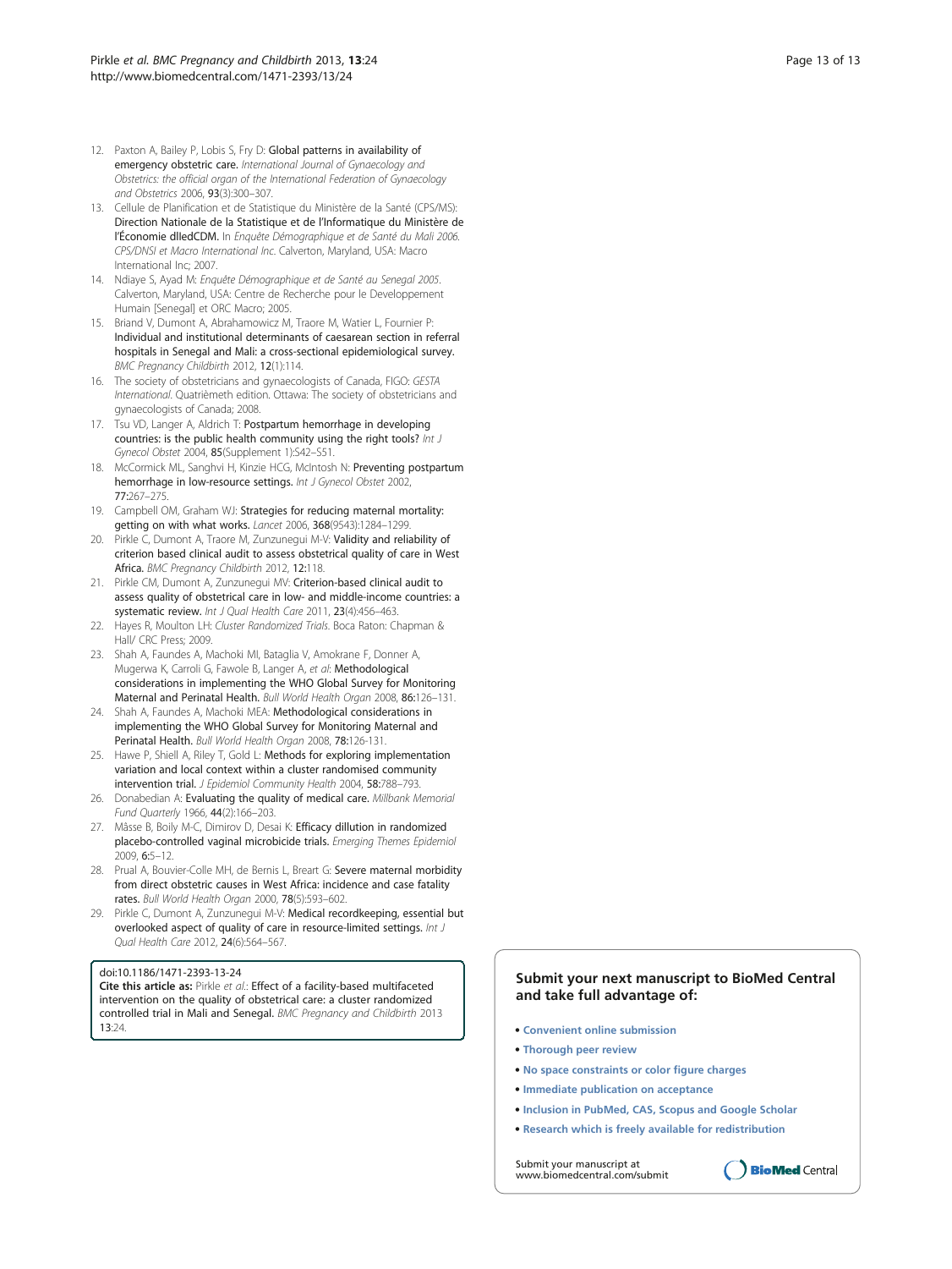12. Paxton A, Bailey P, Lobis S, Fry D: **Global patterns in availability of emergency obstetric care.** *International Journal of Gynaecology and Obstetrics: the official organ of the International Federation of Gynaecology and Obstetrics* 2006, **93**(3):300–307.
13. Cellule de Planification et de Statistique du Ministère de la Santé (CPS/MS): **Direction Nationale de la Statistique et de l'Informatique du Ministère de l'Économie dIledCDM.** In *Enquête Démographique et de Santé du Mali 2006. CPS/DNSI et Macro International Inc.* Calverton, Maryland, USA: Macro International Inc; 2007.
14. Ndiaye S, Ayad M: *Enquête Démographique et de Santé au Senegal 2005*. Calverton, Maryland, USA: Centre de Recherche pour le Developpement Humain [Senegal] et ORC Macro; 2005.
15. Briand V, Dumont A, Abrahamowicz M, Traore M, Watier L, Fournier P: **Individual and institutional determinants of caesarean section in referral hospitals in Senegal and Mali: a cross-sectional epidemiological survey.** *BMC Pregnancy Childbirth* 2012, **12**(1):114.
16. The society of obstetricians and gynaecologists of Canada, FIGO: *GESTA International*. Quatrièmeth edition. Ottawa: The society of obstetricians and gynaecologists of Canada; 2008.
17. Tsu VD, Langer A, Aldrich T: **Postpartum hemorrhage in developing countries: is the public health community using the right tools?** *Int J Gynecol Obstet* 2004, **85**(Supplement 1):S42–S51.
18. McCormick ML, Sanghvi H, Kinzie HCG, McIntosh N: **Preventing postpartum hemorrhage in low-resource settings.** *Int J Gynecol Obstet* 2002, **77**:267–275.
19. Campbell OM, Graham WJ: **Strategies for reducing maternal mortality: getting on with what works.** *Lancet* 2006, **368**(9543):1284–1299.
20. Pirkle C, Dumont A, Traore M, Zunzunegui M-V: **Validity and reliability of criterion based clinical audit to assess obstetrical quality of care in West Africa.** *BMC Pregnancy Childbirth* 2012, **12**:118.
21. Pirkle CM, Dumont A, Zunzunegui MV: **Criterion-based clinical audit to assess quality of obstetrical care in low- and middle-income countries: a systematic review.** *Int J Qual Health Care* 2011, **23**(4):456–463.
22. Hayes R, Moulton LH: *Cluster Randomized Trials*. Boca Raton: Chapman & Hall/ CRC Press; 2009.
23. Shah A, Faundes A, Machoki MI, Bataglia V, Amokrane F, Donner A, Mugerwa K, Carroli G, Fawole B, Langer A, *et al*: **Methodological considerations in implementing the WHO Global Survey for Monitoring Maternal and Perinatal Health.** *Bull World Health Organ* 2008, **86**:126–131.
24. Shah A, Faundes A, Machoki MEA: **Methodological considerations in implementing the WHO Global Survey for Monitoring Maternal and Perinatal Health.** *Bull World Health Organ* 2008, **78**:126-131.
25. Hawe P, Shiell A, Riley T, Gold L: **Methods for exploring implementation variation and local context within a cluster randomised community intervention trial.** *J Epidemiol Community Health* 2004, **58**:788–793.
26. Donabedian A: **Evaluating the quality of medical care.** *Millbank Memorial Fund Quarterly* 1966, **44**(2):166–203.
27. Mâsse B, Boily M-C, Dimitrov D, Desai K: **Efficacy dillution in randomized placebo-controlled vaginal microbicide trials.** *Emerging Themes Epidemiol* 2009, **6**:5–12.
28. Prual A, Bouvier-Colle MH, de Bernis L, Breart G: **Severe maternal morbidity from direct obstetric causes in West Africa: incidence and case fatality rates.** *Bull World Health Organ* 2000, **78**(5):593–602.
29. Pirkle C, Dumont A, Zunzunegui M-V: **Medical recordkeeping, essential but overlooked aspect of quality of care in resource-limited settings.** *Int J Qual Health Care* 2012, **24**(6):564–567.

doi:10.1186/1471-2393-13-24

**Cite this article as:** Pirkle *et al.*: Effect of a facility-based multifaceted intervention on the quality of obstetrical care: a cluster randomized controlled trial in Mali and Senegal. *BMC Pregnancy and Childbirth* 2013 **13**:24.

**Submit your next manuscript to BioMed Central and take full advantage of:**

- **Convenient online submission**
- **Thorough peer review**
- **No space constraints or color figure charges**
- **Immediate publication on acceptance**
- **Inclusion in PubMed, CAS, Scopus and Google Scholar**
- **Research which is freely available for redistribution**

Submit your manuscript at www.biomedcentral.com/submit

BioMed Central